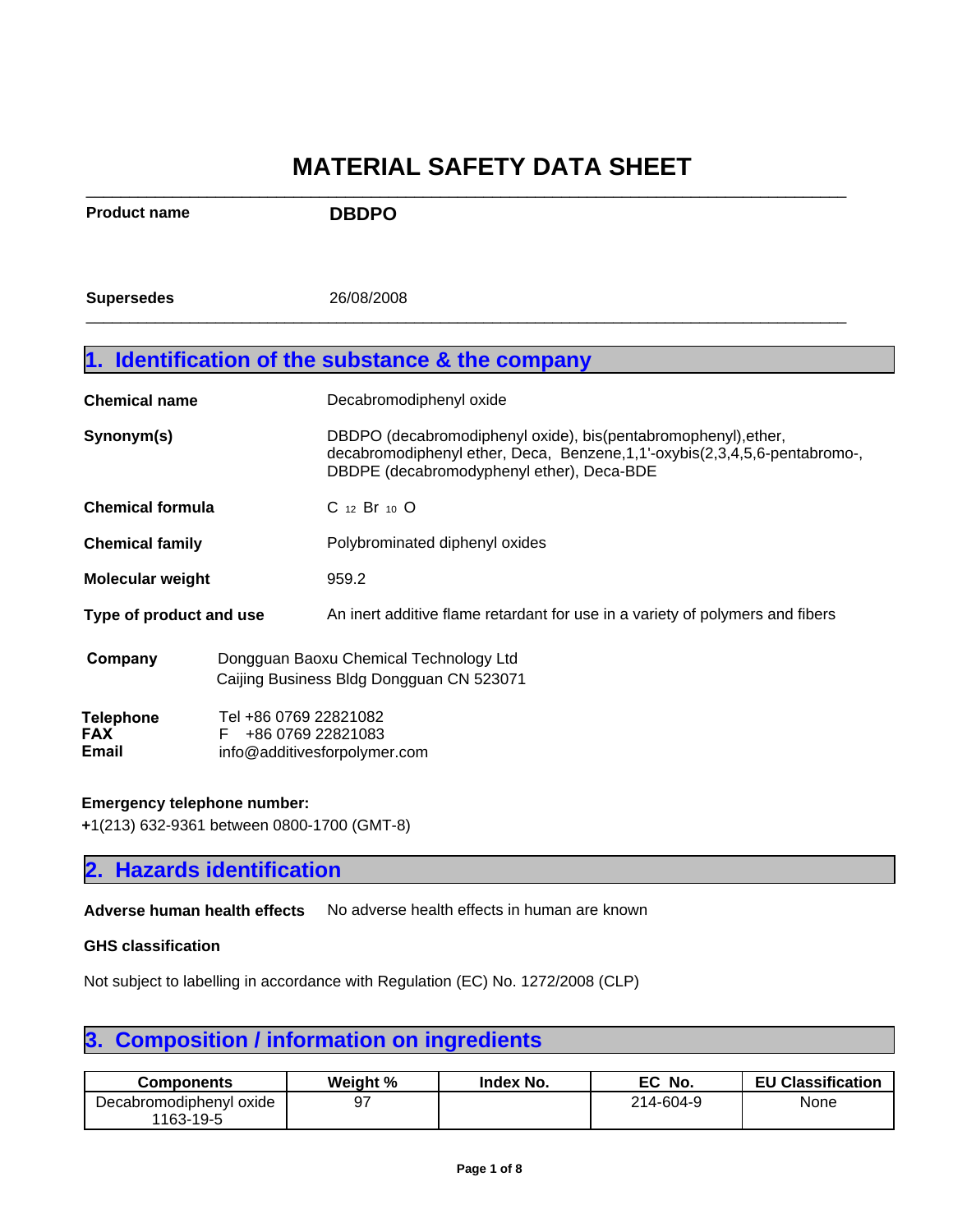# MATERIAL SAFETY DATA SHEET

**Product name** **DBDPO**

**Supersedes** 26/08/2008

## 1. Identification of the substance & the company

**Chemical name** Decabromodiphenyl oxide

**Synonym(s)** DBDPO (decabromodiphenyl oxide), bis(pentabromophenyl),ether, decabromodiphenyl ether, Deca, Benzene,1,1'-oxybis(2,3,4,5,6-pentabromo-, DBDPE (decabromodyphenyl ether), Deca-BDE

**Chemical formula** $C_{12}Br_{10}O$

**Chemical family** Polybrominated diphenyl oxides

**Molecular weight** 959.2

**Type of product and use** An inert additive flame retardant for use in a variety of polymers and fibers

**Company** Dongguan Baoxu Chemical Technology Ltd
Caijing Business Bldg Dongguan CN 523071

**Telephone** Tel +86 0769 22821082
**FAX** F +86 0769 22821083
**Email** info@additivesforpolymer.com

**Emergency telephone number:**
+1(213) 632-9361 between 0800-1700 (GMT-8)

## 2. Hazards identification

**Adverse human health effects** No adverse health effects in human are known

**GHS classification**

Not subject to labelling in accordance with Regulation (EC) No. 1272/2008 (CLP)

## 3. Composition / information on ingredients

| Components | Weight % | Index No. | EC No. | EU Classification |
|---|---|---|---|---|
| Decabromodiphenyl oxide 1163-19-5 | 97 | | 214-604-9 | None |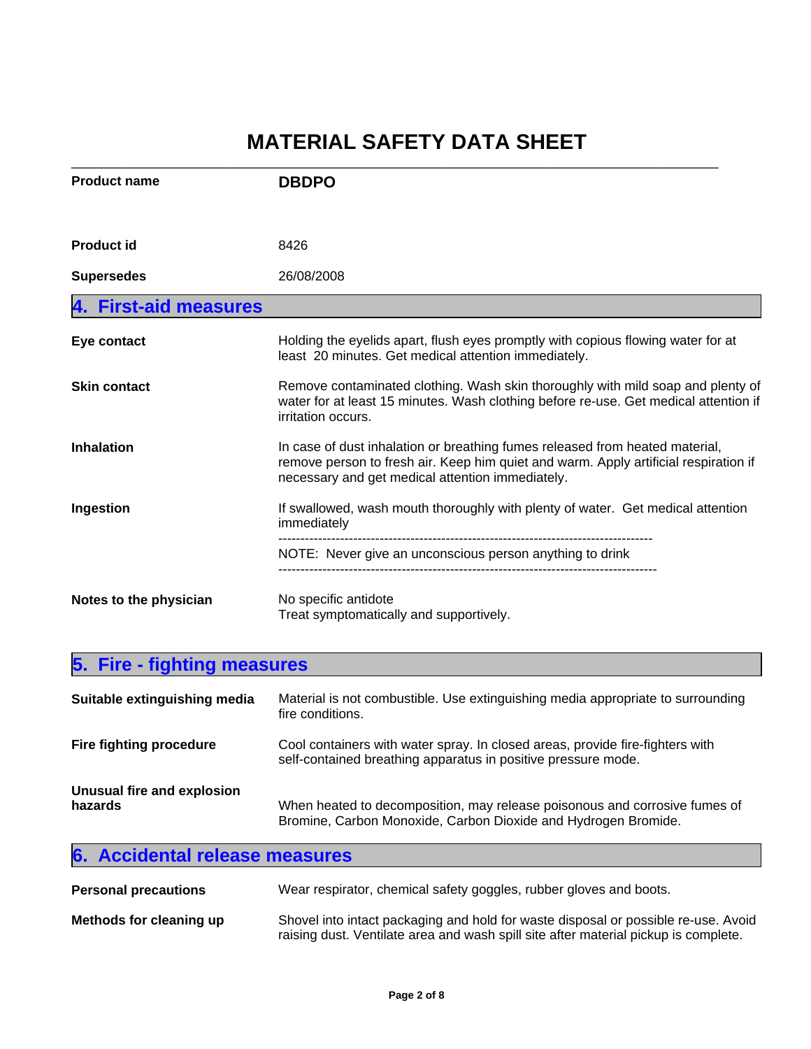# MATERIAL SAFETY DATA SHEET

| | |
|---|---|
| **Product name** | **DBDPO** |
| **Product id** | 8426 |
| **Supersedes** | 26/08/2008 |

## 4. First-aid measures

| | |
|---|---|
| **Eye contact** | Holding the eyelids apart, flush eyes promptly with copious flowing water for at least 20 minutes. Get medical attention immediately. |
| **Skin contact** | Remove contaminated clothing. Wash skin thoroughly with mild soap and plenty of water for at least 15 minutes. Wash clothing before re-use. Get medical attention if irritation occurs. |
| **Inhalation** | In case of dust inhalation or breathing fumes released from heated material, remove person to fresh air. Keep him quiet and warm. Apply artificial respiration if necessary and get medical attention immediately. |
| **Ingestion** | If swallowed, wash mouth thoroughly with plenty of water. Get medical attention immediately<br>---------------------------------------------------------------------------------<br>NOTE: Never give an unconscious person anything to drink<br>--------------------------------------------------------------------------------- |
| **Notes to the physician** | No specific antidote<br>Treat symptomatically and supportively. |

## 5. Fire - fighting measures

| | |
|---|---|
| **Suitable extinguishing media** | Material is not combustible. Use extinguishing media appropriate to surrounding fire conditions. |
| **Fire fighting procedure** | Cool containers with water spray. In closed areas, provide fire-fighters with self-contained breathing apparatus in positive pressure mode. |
| **Unusual fire and explosion hazards** | When heated to decomposition, may release poisonous and corrosive fumes of Bromine, Carbon Monoxide, Carbon Dioxide and Hydrogen Bromide. |

## 6. Accidental release measures

| | |
|---|---|
| **Personal precautions** | Wear respirator, chemical safety goggles, rubber gloves and boots. |
| **Methods for cleaning up** | Shovel into intact packaging and hold for waste disposal or possible re-use. Avoid raising dust. Ventilate area and wash spill site after material pickup is complete. |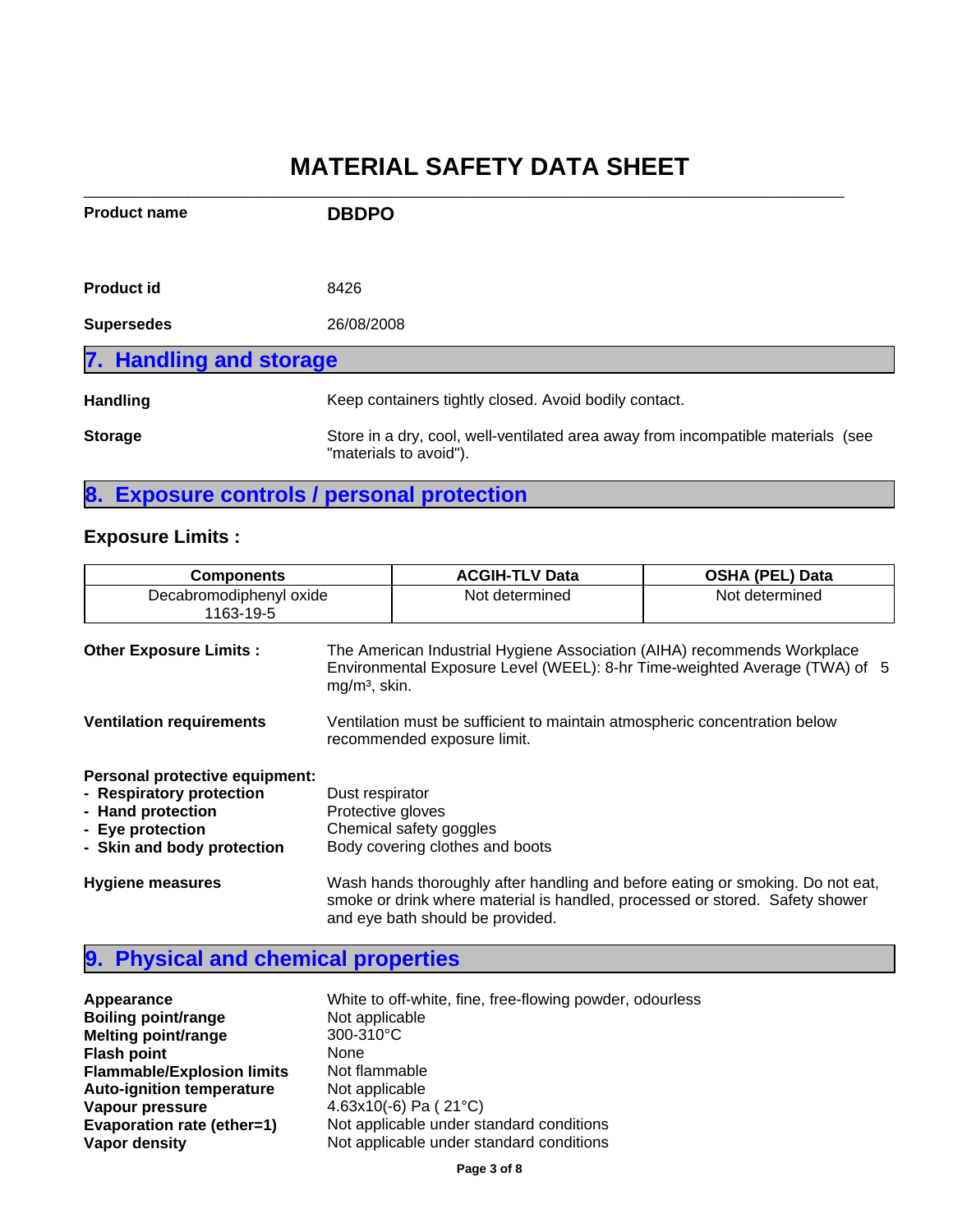# MATERIAL SAFETY DATA SHEET

**Product name** **DBDPO**

**Product id** 8426

**Supersedes** 26/08/2008

## 7. Handling and storage

**Handling** Keep containers tightly closed. Avoid bodily contact.

**Storage** Store in a dry, cool, well-ventilated area away from incompatible materials (see "materials to avoid").

## 8. Exposure controls / personal protection

### Exposure Limits :

| Components | ACGIH-TLV Data | OSHA (PEL) Data |
|---|---|---|
| Decabromodiphenyl oxide 1163-19-5 | Not determined | Not determined |

**Other Exposure Limits :** The American Industrial Hygiene Association (AIHA) recommends Workplace Environmental Exposure Level (WEEL): 8-hr Time-weighted Average (TWA) of 5 $mg/m^3$, skin.

**Ventilation requirements** Ventilation must be sufficient to maintain atmospheric concentration below recommended exposure limit.

**Personal protective equipment:**
- **Respiratory protection** Dust respirator
- **Hand protection** Protective gloves
- **Eye protection** Chemical safety goggles
- **Skin and body protection** Body covering clothes and boots

**Hygiene measures** Wash hands thoroughly after handling and before eating or smoking. Do not eat, smoke or drink where material is handled, processed or stored. Safety shower and eye bath should be provided.

## 9. Physical and chemical properties

**Appearance** White to off-white, fine, free-flowing powder, odourless
**Boiling point/range** Not applicable
**Melting point/range** 300-310°C
**Flash point** None
**Flammable/Explosion limits** Not flammable
**Auto-ignition temperature** Not applicable
**Vapour pressure** 4.63x10(-6) Pa ( 21°C)
**Evaporation rate (ether=1)** Not applicable under standard conditions
**Vapor density** Not applicable under standard conditions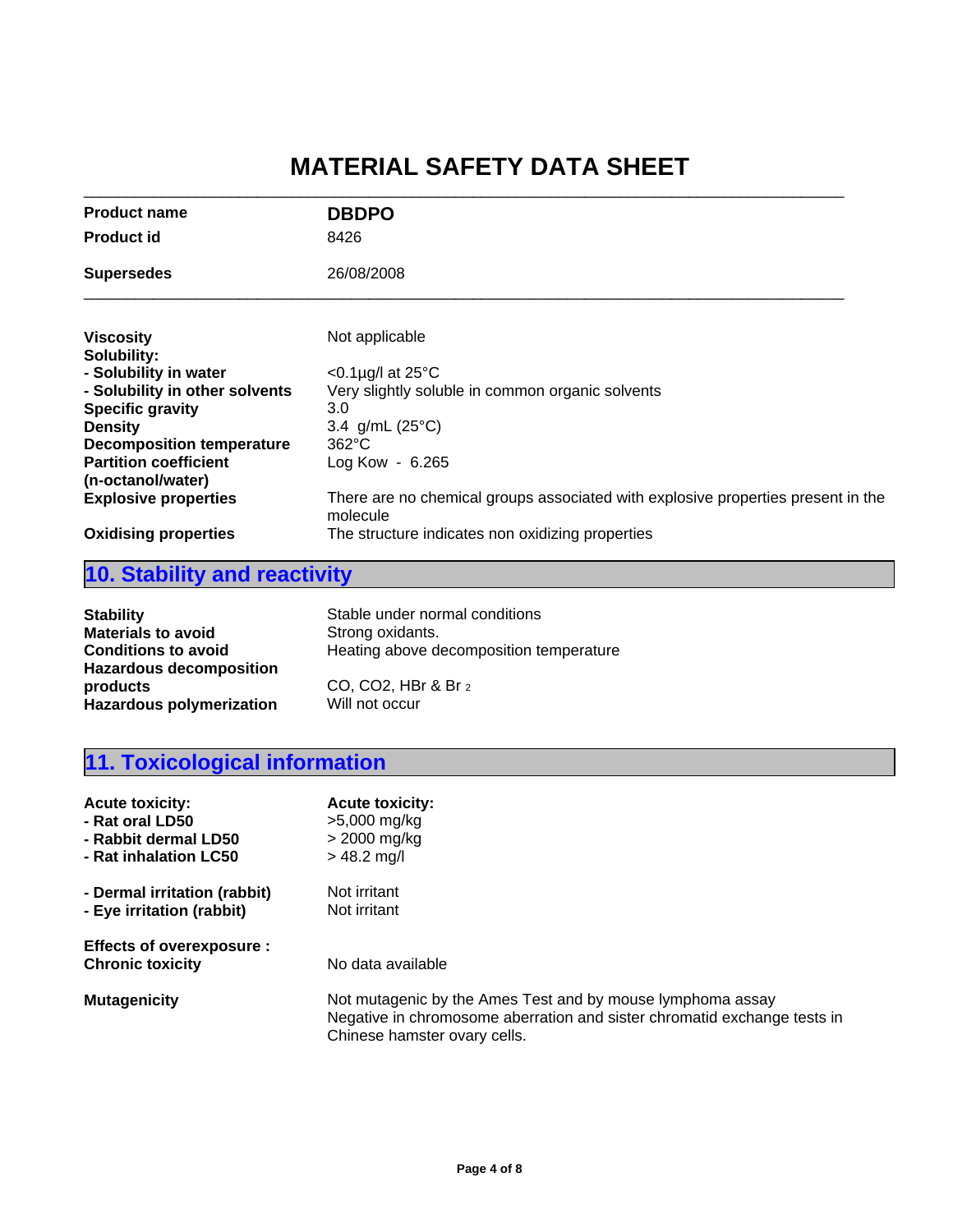# MATERIAL SAFETY DATA SHEET

| | |
|---|---|
| **Product name** | **DBDPO** |
| **Product id** | 8426 |
| **Supersedes** | 26/08/2008 |

| | |
|---|---|
| **Viscosity** | Not applicable |
| **Solubility:** | |
| **- Solubility in water** | <0.1µg/l at 25°C |
| **- Solubility in other solvents** | Very slightly soluble in common organic solvents |
| **Specific gravity** | 3.0 |
| **Density** | 3.4 g/mL (25°C) |
| **Decomposition temperature** | 362°C |
| **Partition coefficient (n-octanol/water)** | Log Kow - 6.265 |
| **Explosive properties** | There are no chemical groups associated with explosive properties present in the molecule |
| **Oxidising properties** | The structure indicates non oxidizing properties |

## 10. Stability and reactivity

| | |
|---|---|
| **Stability** | Stable under normal conditions |
| **Materials to avoid** | Strong oxidants. |
| **Conditions to avoid** | Heating above decomposition temperature |
| **Hazardous decomposition products** | CO, $CO_2$, HBr & $Br_2$ |
| **Hazardous polymerization** | Will not occur |

## 11. Toxicological information

| **Acute toxicity:** | **Acute toxicity:** |
|---|---|
| **- Rat oral LD50** | >5,000 mg/kg |
| **- Rabbit dermal LD50** | > 2000 mg/kg |
| **- Rat inhalation LC50** | > 48.2 mg/l |
| **- Dermal irritation (rabbit)** | Not irritant |
| **- Eye irritation (rabbit)** | Not irritant |
| **Effects of overexposure :** | |
| **Chronic toxicity** | No data available |
| **Mutagenicity** | Not mutagenic by the Ames Test and by mouse lymphoma assay<br>Negative in chromosome aberration and sister chromatid exchange tests in Chinese hamster ovary cells. |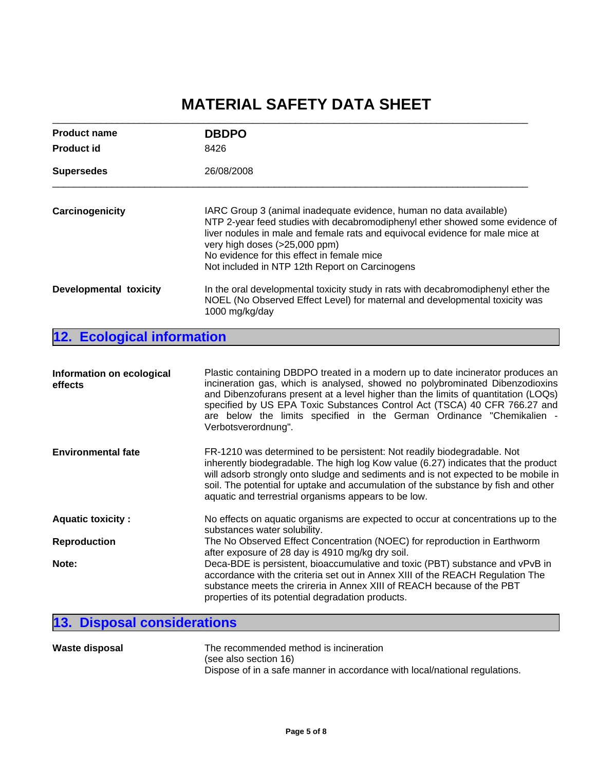# MATERIAL SAFETY DATA SHEET

| | |
|---|---|
| **Product name** | **DBDPO** |
| **Product id** | 8426 |
| **Supersedes** | 26/08/2008 |

**Carcinogenicity**

IARC Group 3 (animal inadequate evidence, human no data available)
NTP 2-year feed studies with decabromodiphenyl ether showed some evidence of liver nodules in male and female rats and equivocal evidence for male mice at very high doses (>25,000 ppm)
No evidence for this effect in female mice
Not included in NTP 12th Report on Carcinogens

**Developmental toxicity**

In the oral developmental toxicity study in rats with decabromodiphenyl ether the NOEL (No Observed Effect Level) for maternal and developmental toxicity was 1000 mg/kg/day

## 12. Ecological information

**Information on ecological effects**

Plastic containing DBDPO treated in a modern up to date incinerator produces an incineration gas, which is analysed, showed no polybrominated Dibenzodioxins and Dibenzofurans present at a level higher than the limits of quantitation (LOQs) specified by US EPA Toxic Substances Control Act (TSCA) 40 CFR 766.27 and are below the limits specified in the German Ordinance "Chemikalien - Verbotsverordnung".

**Environmental fate**

FR-1210 was determined to be persistent: Not readily biodegradable. Not inherently biodegradable. The high log Kow value (6.27) indicates that the product will adsorb strongly onto sludge and sediments and is not expected to be mobile in soil. The potential for uptake and accumulation of the substance by fish and other aquatic and terrestrial organisms appears to be low.

**Aquatic toxicity :**

No effects on aquatic organisms are expected to occur at concentrations up to the substances water solubility.

**Reproduction**

The No Observed Effect Concentration (NOEC) for reproduction in Earthworm after exposure of 28 day is 4910 mg/kg dry soil.

**Note:**

Deca-BDE is persistent, bioaccumulative and toxic (PBT) substance and vPvB in accordance with the criteria set out in Annex XIII of the REACH Regulation The substance meets the crireria in Annex XIII of REACH because of the PBT properties of its potential degradation products.

## 13. Disposal considerations

**Waste disposal**

The recommended method is incineration
(see also section 16)
Dispose of in a safe manner in accordance with local/national regulations.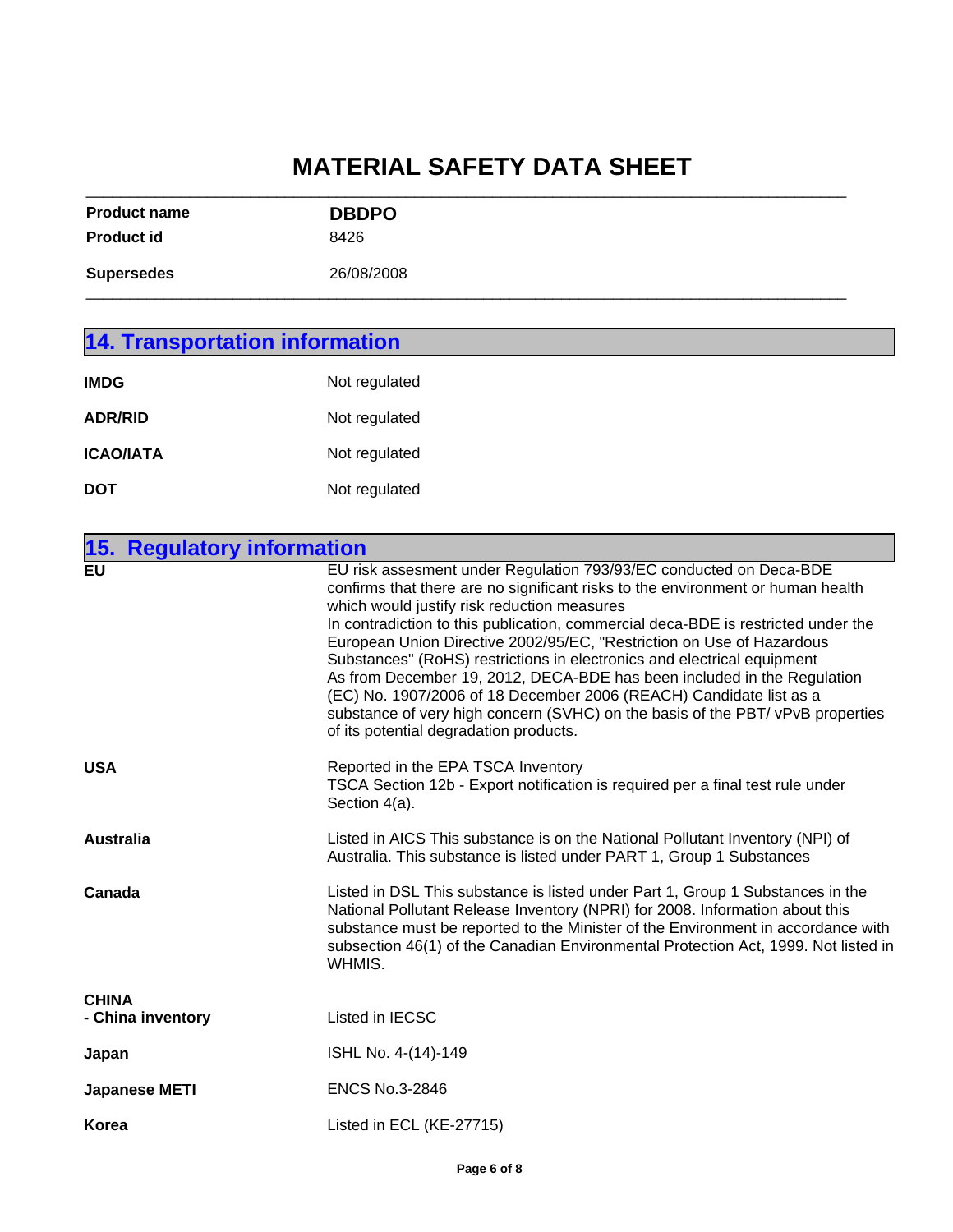# MATERIAL SAFETY DATA SHEET

| | |
|---|---|
| **Product name** | **DBDPO** |
| **Product id** | 8426 |
| **Supersedes** | 26/08/2008 |

## 14. Transportation information

| | |
|---|---|
| **IMDG** | Not regulated |
| **ADR/RID** | Not regulated |
| **ICAO/IATA** | Not regulated |
| **DOT** | Not regulated |

## 15. Regulatory information

| | |
|---|---|
| **EU** | EU risk assesment under Regulation 793/93/EC conducted on Deca-BDE confirms that there are no significant risks to the environment or human health which would justify risk reduction measures<br>In contradiction to this publication, commercial deca-BDE is restricted under the European Union Directive 2002/95/EC, "Restriction on Use of Hazardous Substances" (RoHS) restrictions in electronics and electrical equipment<br>As from December 19, 2012, DECA-BDE has been included in the Regulation (EC) No. 1907/2006 of 18 December 2006 (REACH) Candidate list as a substance of very high concern (SVHC) on the basis of the PBT/ vPvB properties of its potential degradation products. |
| **USA** | Reported in the EPA TSCA Inventory<br>TSCA Section 12b - Export notification is required per a final test rule under Section 4(a). |
| **Australia** | Listed in AICS This substance is on the National Pollutant Inventory (NPI) of Australia. This substance is listed under PART 1, Group 1 Substances |
| **Canada** | Listed in DSL This substance is listed under Part 1, Group 1 Substances in the National Pollutant Release Inventory (NPRI) for 2008. Information about this substance must be reported to the Minister of the Environment in accordance with subsection 46(1) of the Canadian Environmental Protection Act, 1999. Not listed in WHMIS. |
| **CHINA**<br>**- China inventory** | Listed in IECSC |
| **Japan** | ISHL No. 4-(14)-149 |
| **Japanese METI** | ENCS No.3-2846 |
| **Korea** | Listed in ECL (KE-27715) |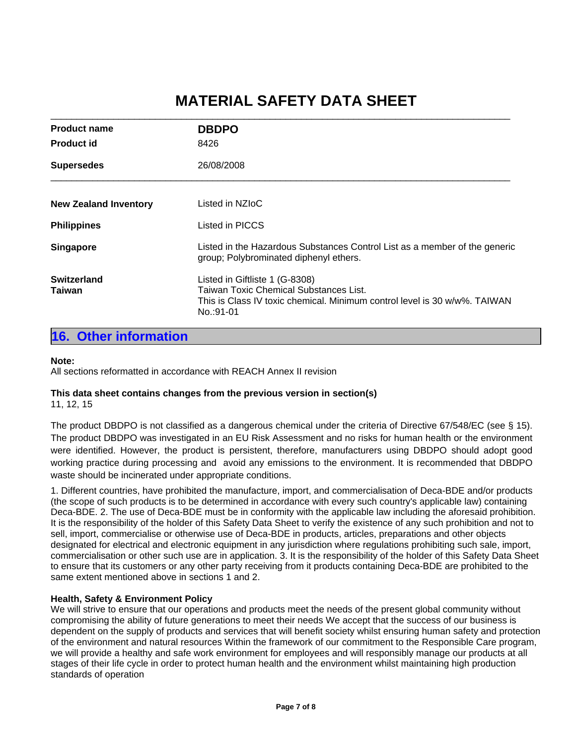# MATERIAL SAFETY DATA SHEET

| | |
|---|---|
| **Product name** | **DBDPO** |
| **Product id** | 8426 |
| **Supersedes** | 26/08/2008 |

| | |
|---|---|
| **New Zealand Inventory** | Listed in NZIoC |
| **Philippines** | Listed in PICCS |
| **Singapore** | Listed in the Hazardous Substances Control List as a member of the generic group; Polybrominated diphenyl ethers. |
| **Switzerland** | Listed in Giftliste 1 (G-8308) |
| **Taiwan** | Taiwan Toxic Chemical Substances List. This is Class IV toxic chemical. Minimum control level is 30 w/w%. TAIWAN No.:91-01 |

## 16. Other information

**Note:**
All sections reformatted in accordance with REACH Annex II revision

**This data sheet contains changes from the previous version in section(s)**
11, 12, 15

The product DBDPO is not classified as a dangerous chemical under the criteria of Directive 67/548/EC (see § 15). The product DBDPO was investigated in an EU Risk Assessment and no risks for human health or the environment were identified. However, the product is persistent, therefore, manufacturers using DBDPO should adopt good working practice during processing and avoid any emissions to the environment. It is recommended that DBDPO waste should be incinerated under appropriate conditions.

1. Different countries, have prohibited the manufacture, import, and commercialisation of Deca-BDE and/or products (the scope of such products is to be determined in accordance with every such country's applicable law) containing Deca-BDE. 2. The use of Deca-BDE must be in conformity with the applicable law including the aforesaid prohibition. It is the responsibility of the holder of this Safety Data Sheet to verify the existence of any such prohibition and not to sell, import, commercialise or otherwise use of Deca-BDE in products, articles, preparations and other objects designated for electrical and electronic equipment in any jurisdiction where regulations prohibiting such sale, import, commercialisation or other such use are in application. 3. It is the responsibility of the holder of this Safety Data Sheet to ensure that its customers or any other party receiving from it products containing Deca-BDE are prohibited to the same extent mentioned above in sections 1 and 2.

**Health, Safety & Environment Policy**
We will strive to ensure that our operations and products meet the needs of the present global community without compromising the ability of future generations to meet their needs We accept that the success of our business is dependent on the supply of products and services that will benefit society whilst ensuring human safety and protection of the environment and natural resources Within the framework of our commitment to the Responsible Care program, we will provide a healthy and safe work environment for employees and will responsibly manage our products at all stages of their life cycle in order to protect human health and the environment whilst maintaining high production standards of operation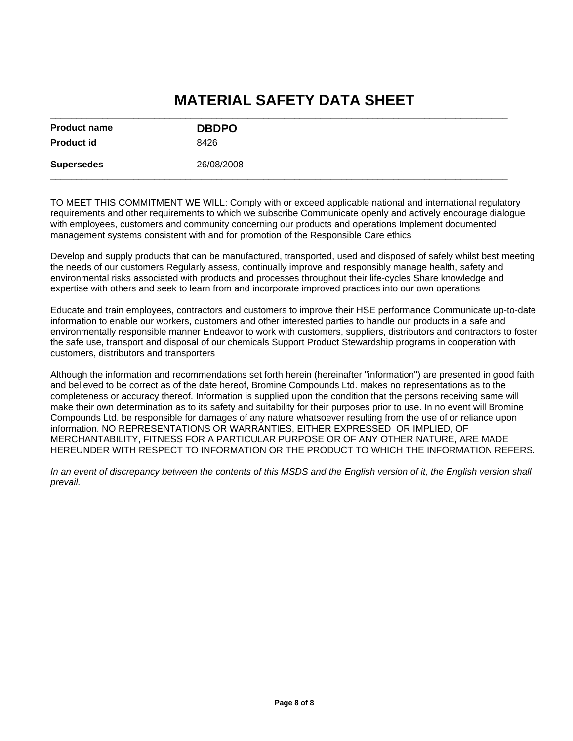# MATERIAL SAFETY DATA SHEET

| | |
|---|---|
| **Product name** | **DBDPO** |
| **Product id** | 8426 |
| **Supersedes** | 26/08/2008 |

TO MEET THIS COMMITMENT WE WILL: Comply with or exceed applicable national and international regulatory requirements and other requirements to which we subscribe Communicate openly and actively encourage dialogue with employees, customers and community concerning our products and operations Implement documented management systems consistent with and for promotion of the Responsible Care ethics

Develop and supply products that can be manufactured, transported, used and disposed of safely whilst best meeting the needs of our customers Regularly assess, continually improve and responsibly manage health, safety and environmental risks associated with products and processes throughout their life-cycles Share knowledge and expertise with others and seek to learn from and incorporate improved practices into our own operations

Educate and train employees, contractors and customers to improve their HSE performance Communicate up-to-date information to enable our workers, customers and other interested parties to handle our products in a safe and environmentally responsible manner Endeavor to work with customers, suppliers, distributors and contractors to foster the safe use, transport and disposal of our chemicals Support Product Stewardship programs in cooperation with customers, distributors and transporters

Although the information and recommendations set forth herein (hereinafter "information") are presented in good faith and believed to be correct as of the date hereof, Bromine Compounds Ltd. makes no representations as to the completeness or accuracy thereof. Information is supplied upon the condition that the persons receiving same will make their own determination as to its safety and suitability for their purposes prior to use. In no event will Bromine Compounds Ltd. be responsible for damages of any nature whatsoever resulting from the use of or reliance upon information. NO REPRESENTATIONS OR WARRANTIES, EITHER EXPRESSED OR IMPLIED, OF MERCHANTABILITY, FITNESS FOR A PARTICULAR PURPOSE OR OF ANY OTHER NATURE, ARE MADE HEREUNDER WITH RESPECT TO INFORMATION OR THE PRODUCT TO WHICH THE INFORMATION REFERS.

*In an event of discrepancy between the contents of this MSDS and the English version of it, the English version shall prevail.*